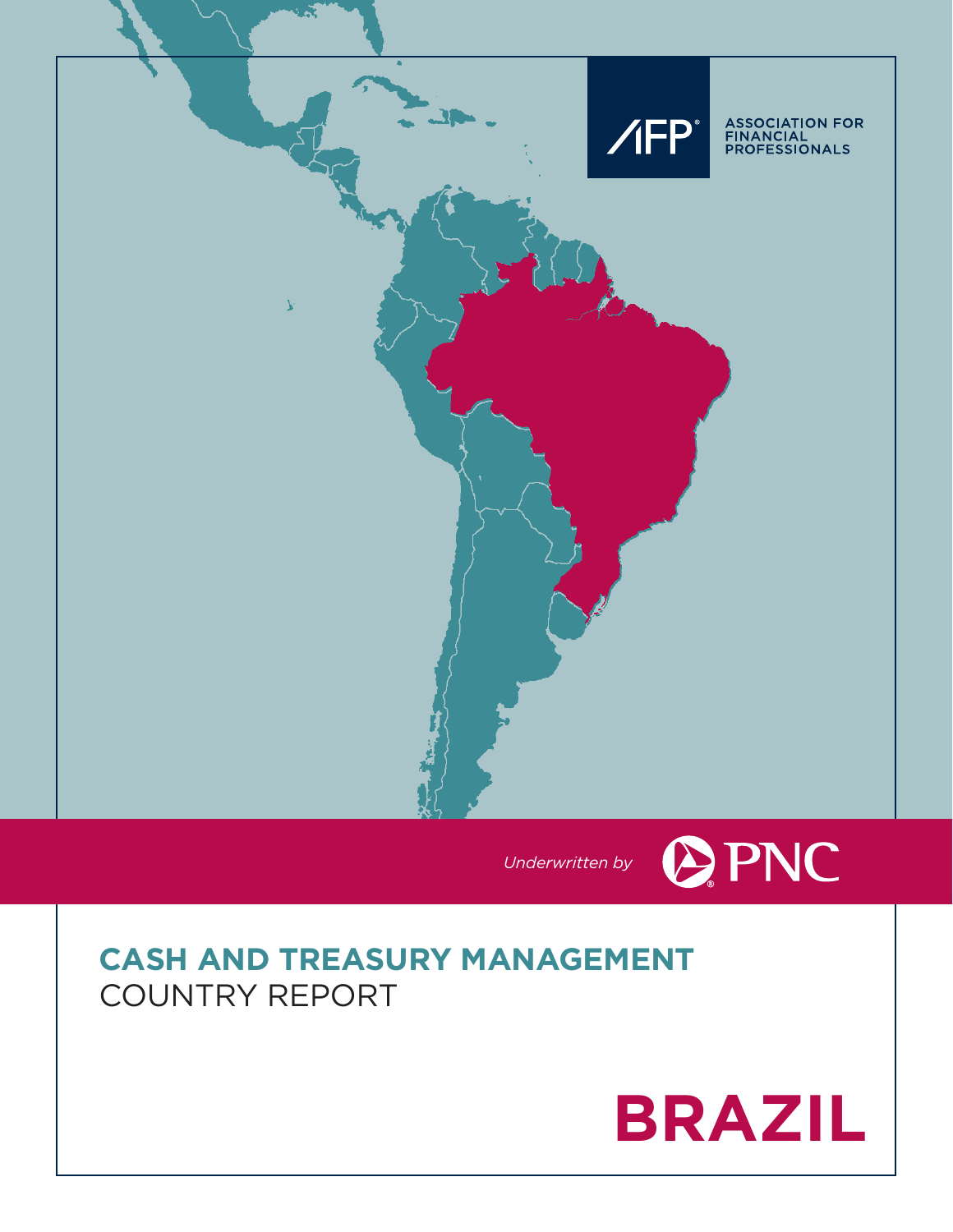ASSOCIATION FOR FINANCIAL PROFESSIONALS

*Underwritten by* PNC

# CASH AND TREASURY MANAGEMENT COUNTRY REPORT

# BRAZIL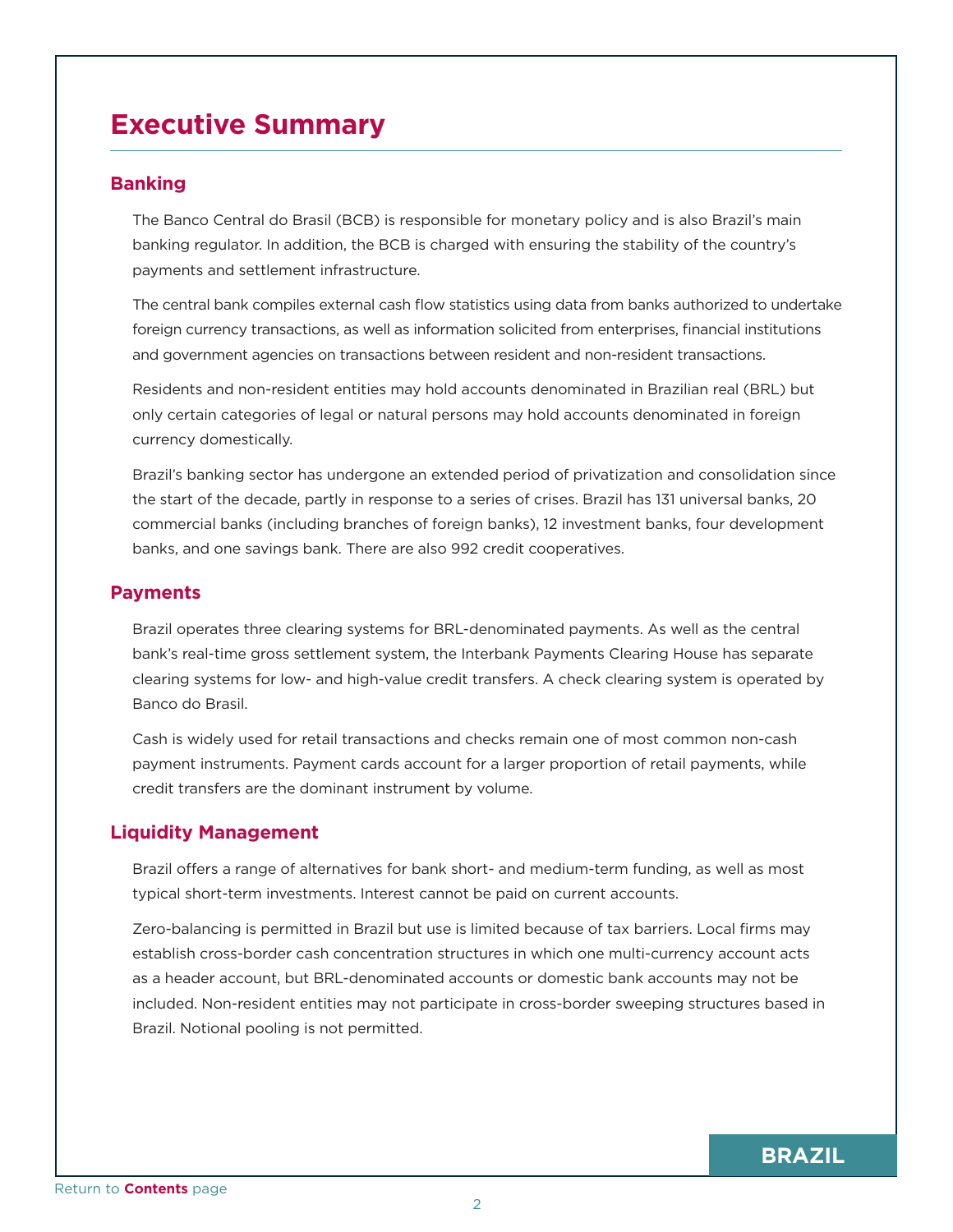# Executive Summary

## Banking

The Banco Central do Brasil (BCB) is responsible for monetary policy and is also Brazil's main banking regulator. In addition, the BCB is charged with ensuring the stability of the country's payments and settlement infrastructure.

The central bank compiles external cash flow statistics using data from banks authorized to undertake foreign currency transactions, as well as information solicited from enterprises, financial institutions and government agencies on transactions between resident and non-resident transactions.

Residents and non-resident entities may hold accounts denominated in Brazilian real (BRL) but only certain categories of legal or natural persons may hold accounts denominated in foreign currency domestically.

Brazil's banking sector has undergone an extended period of privatization and consolidation since the start of the decade, partly in response to a series of crises. Brazil has 131 universal banks, 20 commercial banks (including branches of foreign banks), 12 investment banks, four development banks, and one savings bank. There are also 992 credit cooperatives.

## Payments

Brazil operates three clearing systems for BRL-denominated payments. As well as the central bank's real-time gross settlement system, the Interbank Payments Clearing House has separate clearing systems for low- and high-value credit transfers. A check clearing system is operated by Banco do Brasil.

Cash is widely used for retail transactions and checks remain one of most common non-cash payment instruments. Payment cards account for a larger proportion of retail payments, while credit transfers are the dominant instrument by volume.

## Liquidity Management

Brazil offers a range of alternatives for bank short- and medium-term funding, as well as most typical short-term investments. Interest cannot be paid on current accounts.

Zero-balancing is permitted in Brazil but use is limited because of tax barriers. Local firms may establish cross-border cash concentration structures in which one multi-currency account acts as a header account, but BRL-denominated accounts or domestic bank accounts may not be included. Non-resident entities may not participate in cross-border sweeping structures based in Brazil. Notional pooling is not permitted.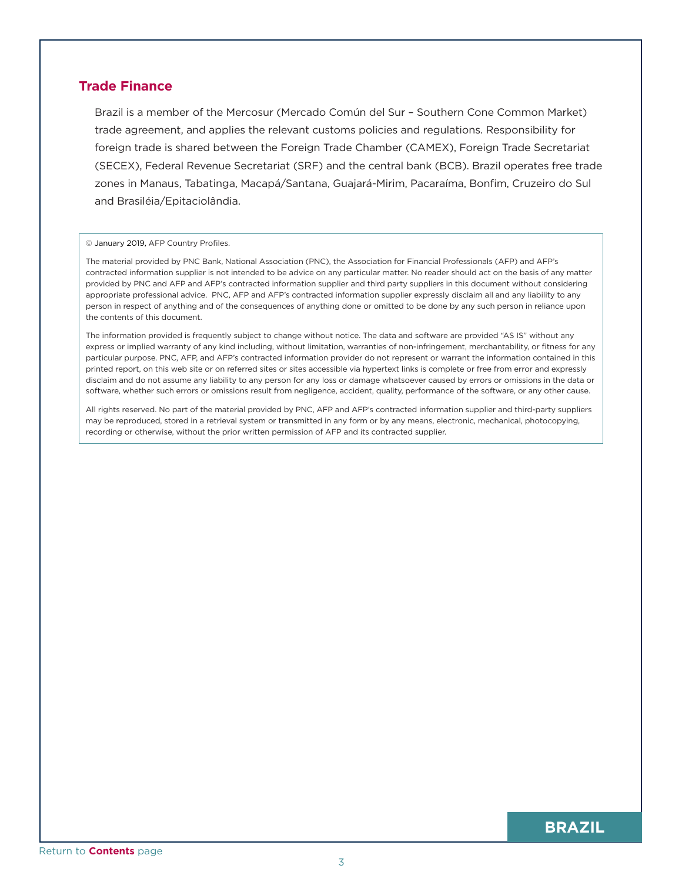## Trade Finance

Brazil is a member of the Mercosur (Mercado Común del Sur – Southern Cone Common Market) trade agreement, and applies the relevant customs policies and regulations. Responsibility for foreign trade is shared between the Foreign Trade Chamber (CAMEX), Foreign Trade Secretariat (SECEX), Federal Revenue Secretariat (SRF) and the central bank (BCB). Brazil operates free trade zones in Manaus, Tabatinga, Macapá/Santana, Guajará-Mirim, Pacaraíma, Bonfim, Cruzeiro do Sul and Brasiléia/Epitaciolândia.

© January 2019, AFP Country Profiles.

The material provided by PNC Bank, National Association (PNC), the Association for Financial Professionals (AFP) and AFP's contracted information supplier is not intended to be advice on any particular matter. No reader should act on the basis of any matter provided by PNC and AFP and AFP's contracted information supplier and third party suppliers in this document without considering appropriate professional advice. PNC, AFP and AFP's contracted information supplier expressly disclaim all and any liability to any person in respect of anything and of the consequences of anything done or omitted to be done by any such person in reliance upon the contents of this document.

The information provided is frequently subject to change without notice. The data and software are provided "AS IS" without any express or implied warranty of any kind including, without limitation, warranties of non-infringement, merchantability, or fitness for any particular purpose. PNC, AFP, and AFP's contracted information provider do not represent or warrant the information contained in this printed report, on this web site or on referred sites or sites accessible via hypertext links is complete or free from error and expressly disclaim and do not assume any liability to any person for any loss or damage whatsoever caused by errors or omissions in the data or software, whether such errors or omissions result from negligence, accident, quality, performance of the software, or any other cause.

All rights reserved. No part of the material provided by PNC, AFP and AFP's contracted information supplier and third-party suppliers may be reproduced, stored in a retrieval system or transmitted in any form or by any means, electronic, mechanical, photocopying, recording or otherwise, without the prior written permission of AFP and its contracted supplier.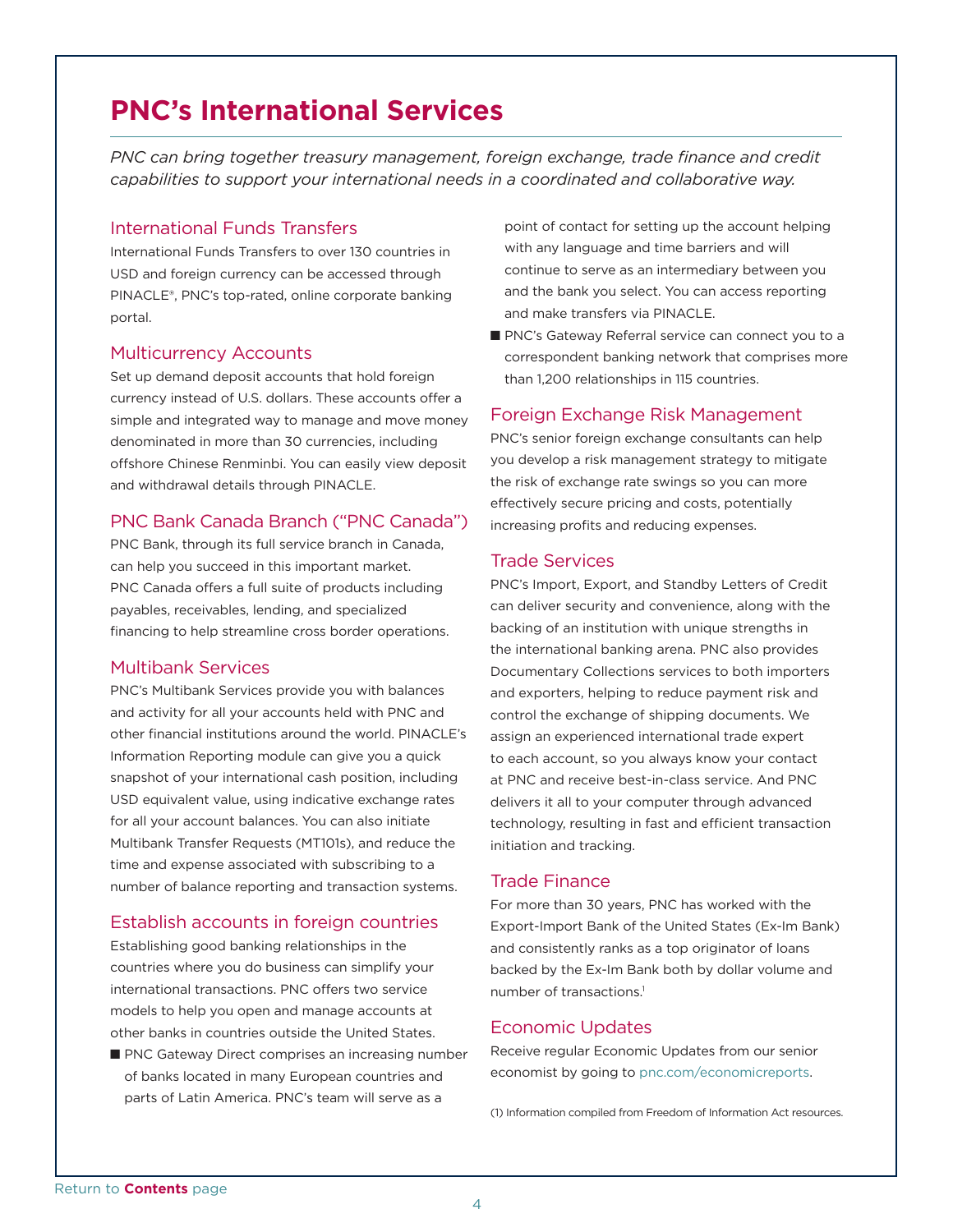# PNC's International Services

*PNC can bring together treasury management, foreign exchange, trade finance and credit capabilities to support your international needs in a coordinated and collaborative way.*

## International Funds Transfers

International Funds Transfers to over 130 countries in USD and foreign currency can be accessed through PINACLE®, PNC's top-rated, online corporate banking portal.

## Multicurrency Accounts

Set up demand deposit accounts that hold foreign currency instead of U.S. dollars. These accounts offer a simple and integrated way to manage and move money denominated in more than 30 currencies, including offshore Chinese Renminbi. You can easily view deposit and withdrawal details through PINACLE.

## PNC Bank Canada Branch ("PNC Canada")

PNC Bank, through its full service branch in Canada, can help you succeed in this important market. PNC Canada offers a full suite of products including payables, receivables, lending, and specialized financing to help streamline cross border operations.

## Multibank Services

PNC's Multibank Services provide you with balances and activity for all your accounts held with PNC and other financial institutions around the world. PINACLE's Information Reporting module can give you a quick snapshot of your international cash position, including USD equivalent value, using indicative exchange rates for all your account balances. You can also initiate Multibank Transfer Requests (MT101s), and reduce the time and expense associated with subscribing to a number of balance reporting and transaction systems.

## Establish accounts in foreign countries

Establishing good banking relationships in the countries where you do business can simplify your international transactions. PNC offers two service models to help you open and manage accounts at other banks in countries outside the United States.

- PNC Gateway Direct comprises an increasing number of banks located in many European countries and parts of Latin America. PNC's team will serve as a point of contact for setting up the account helping with any language and time barriers and will continue to serve as an intermediary between you and the bank you select. You can access reporting and make transfers via PINACLE.
- PNC's Gateway Referral service can connect you to a correspondent banking network that comprises more than 1,200 relationships in 115 countries.

## Foreign Exchange Risk Management

PNC's senior foreign exchange consultants can help you develop a risk management strategy to mitigate the risk of exchange rate swings so you can more effectively secure pricing and costs, potentially increasing profits and reducing expenses.

## Trade Services

PNC's Import, Export, and Standby Letters of Credit can deliver security and convenience, along with the backing of an institution with unique strengths in the international banking arena. PNC also provides Documentary Collections services to both importers and exporters, helping to reduce payment risk and control the exchange of shipping documents. We assign an experienced international trade expert to each account, so you always know your contact at PNC and receive best-in-class service. And PNC delivers it all to your computer through advanced technology, resulting in fast and efficient transaction initiation and tracking.

## Trade Finance

For more than 30 years, PNC has worked with the Export-Import Bank of the United States (Ex-Im Bank) and consistently ranks as a top originator of loans backed by the Ex-Im Bank both by dollar volume and number of transactions.[1]

## Economic Updates

Receive regular Economic Updates from our senior economist by going to pnc.com/economicreports.

(1) Information compiled from Freedom of Information Act resources.

Return to **Contents** page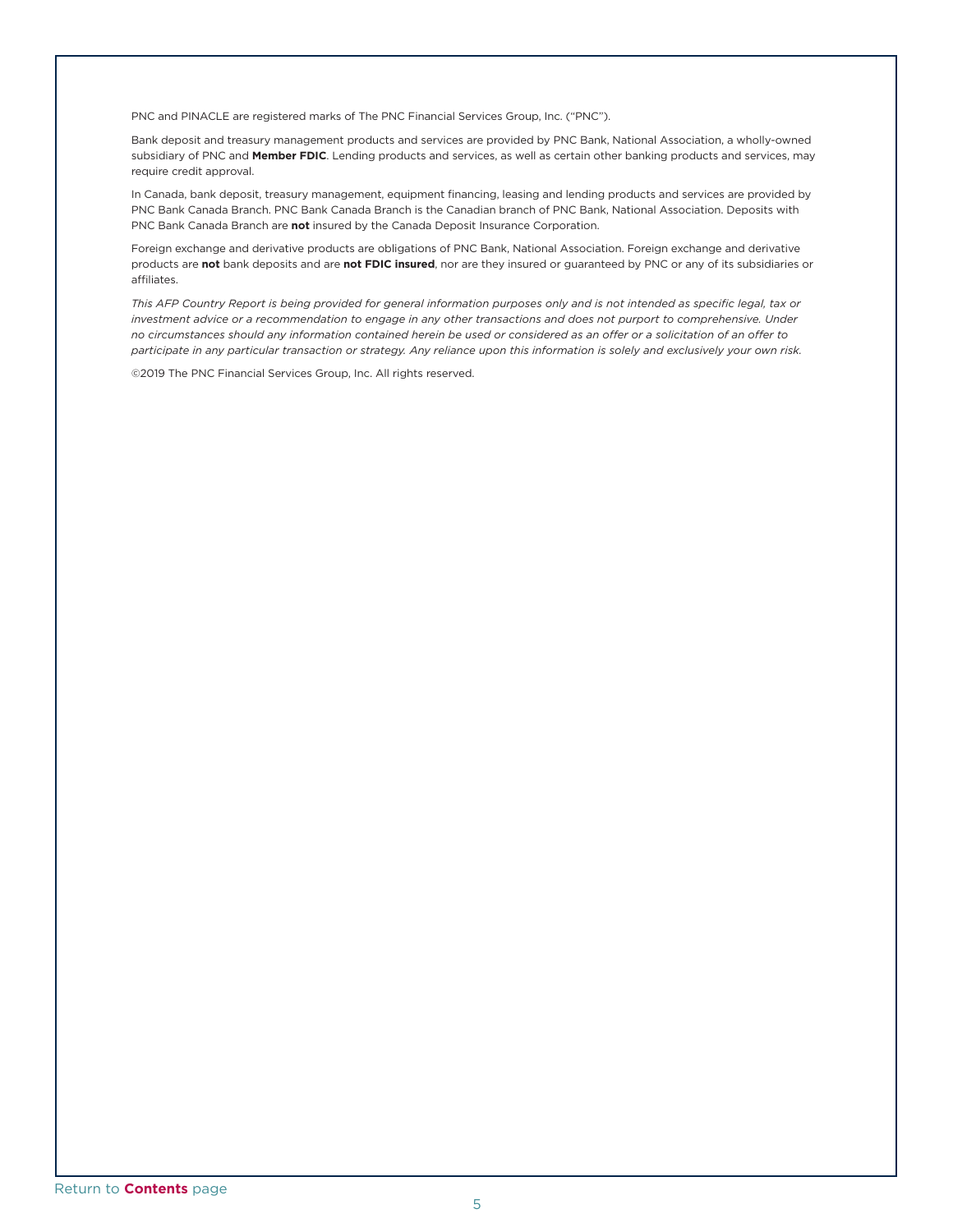PNC and PINACLE are registered marks of The PNC Financial Services Group, Inc. ("PNC").

Bank deposit and treasury management products and services are provided by PNC Bank, National Association, a wholly-owned subsidiary of PNC and **Member FDIC**. Lending products and services, as well as certain other banking products and services, may require credit approval.

In Canada, bank deposit, treasury management, equipment financing, leasing and lending products and services are provided by PNC Bank Canada Branch. PNC Bank Canada Branch is the Canadian branch of PNC Bank, National Association. Deposits with PNC Bank Canada Branch are **not** insured by the Canada Deposit Insurance Corporation.

Foreign exchange and derivative products are obligations of PNC Bank, National Association. Foreign exchange and derivative products are **not** bank deposits and are **not FDIC insured**, nor are they insured or guaranteed by PNC or any of its subsidiaries or affiliates.

*This AFP Country Report is being provided for general information purposes only and is not intended as specific legal, tax or investment advice or a recommendation to engage in any other transactions and does not purport to comprehensive. Under no circumstances should any information contained herein be used or considered as an offer or a solicitation of an offer to participate in any particular transaction or strategy. Any reliance upon this information is solely and exclusively your own risk.*

©2019 The PNC Financial Services Group, Inc. All rights reserved.

Return to **Contents** page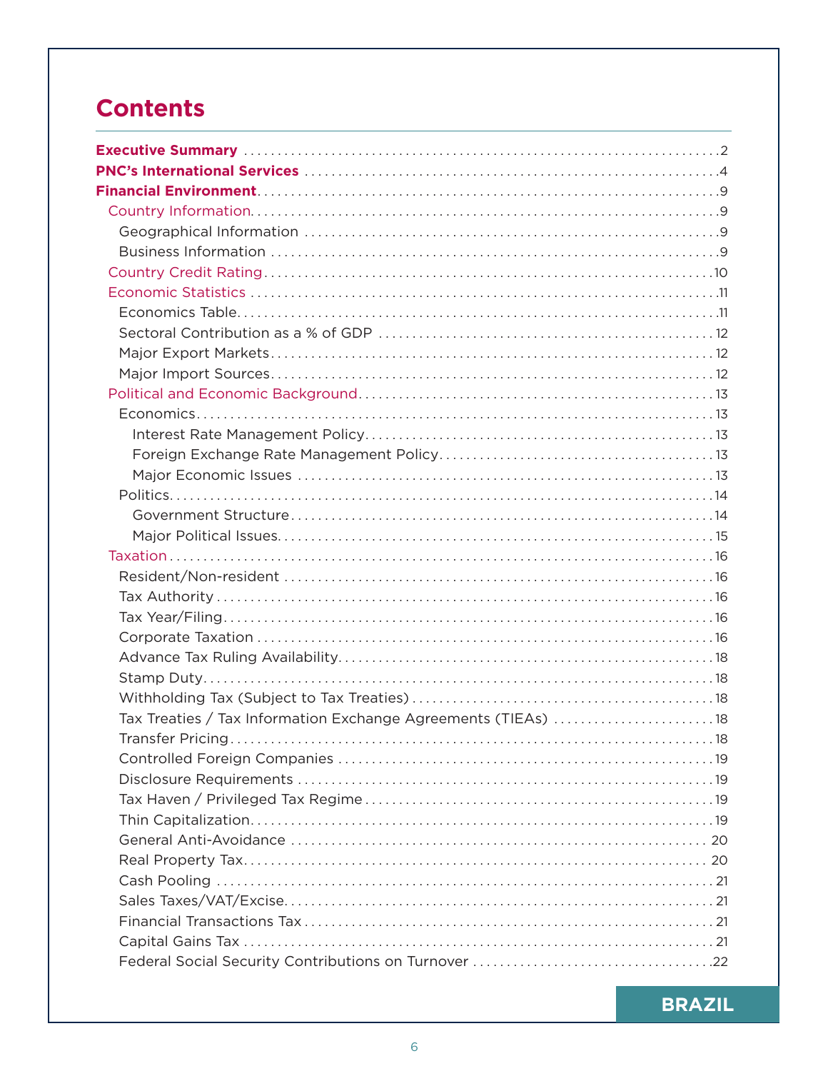# Contents

**Executive Summary** ... 2

**PNC's International Services** ... 4

**Financial Environment** ... 9

- Country Information ... 9
  - Geographical Information ... 9
  - Business Information ... 9
- Country Credit Rating ... 10
- Economic Statistics ... 11
  - Economics Table ... 11
  - Sectoral Contribution as a % of GDP ... 12
  - Major Export Markets ... 12
  - Major Import Sources ... 12
- Political and Economic Background ... 13
  - Economics ... 13
    - Interest Rate Management Policy ... 13
    - Foreign Exchange Rate Management Policy ... 13
    - Major Economic Issues ... 13
  - Politics ... 14
    - Government Structure ... 14
    - Major Political Issues ... 15
- Taxation ... 16
  - Resident/Non-resident ... 16
  - Tax Authority ... 16
  - Tax Year/Filing ... 16
  - Corporate Taxation ... 16
  - Advance Tax Ruling Availability ... 18
  - Stamp Duty ... 18
  - Withholding Tax (Subject to Tax Treaties) ... 18
  - Tax Treaties / Tax Information Exchange Agreements (TIEAs) ... 18
  - Transfer Pricing ... 18
  - Controlled Foreign Companies ... 19
  - Disclosure Requirements ... 19
  - Tax Haven / Privileged Tax Regime ... 19
  - Thin Capitalization ... 19
  - General Anti-Avoidance ... 20
  - Real Property Tax ... 20
  - Cash Pooling ... 21
  - Sales Taxes/VAT/Excise ... 21
  - Financial Transactions Tax ... 21
  - Capital Gains Tax ... 21
  - Federal Social Security Contributions on Turnover ... 22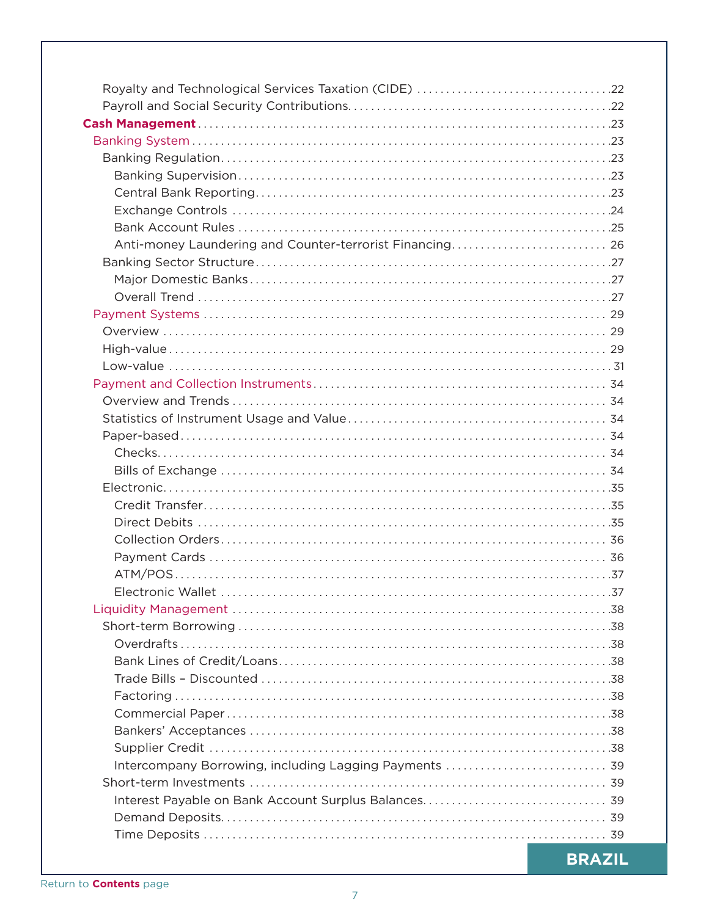Royalty and Technological Services Taxation (CIDE) ....22
Payroll and Social Security Contributions....22

**Cash Management**....23

Banking System....23

Banking Regulation....23

Banking Supervision....23
Central Bank Reporting....23
Exchange Controls....24
Bank Account Rules....25
Anti-money Laundering and Counter-terrorist Financing....26

Banking Sector Structure....27

Major Domestic Banks....27
Overall Trend....27

Payment Systems....29

Overview....29
High-value....29
Low-value....31

Payment and Collection Instruments....34

Overview and Trends....34
Statistics of Instrument Usage and Value....34
Paper-based....34

Checks....34
Bills of Exchange....34

Electronic....35

Credit Transfer....35
Direct Debits....35
Collection Orders....36
Payment Cards....36
ATM/POS....37
Electronic Wallet....37

Liquidity Management....38

Short-term Borrowing....38

Overdrafts....38
Bank Lines of Credit/Loans....38
Trade Bills – Discounted....38
Factoring....38
Commercial Paper....38
Bankers' Acceptances....38
Supplier Credit....38
Intercompany Borrowing, including Lagging Payments....39

Short-term Investments....39

Interest Payable on Bank Account Surplus Balances....39
Demand Deposits....39
Time Deposits....39

Return to **Contents** page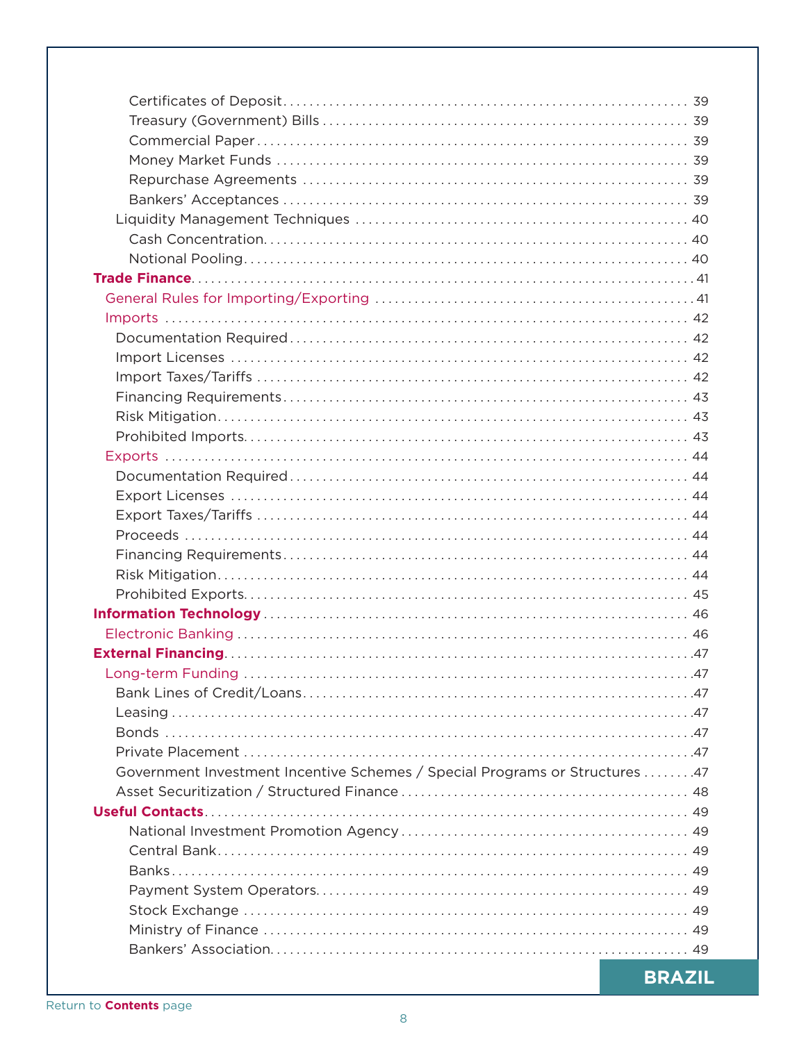- Certificates of Deposit . . . . . 39
- Treasury (Government) Bills . . . . . 39
- Commercial Paper . . . . . 39
- Money Market Funds . . . . . 39
- Repurchase Agreements . . . . . 39
- Bankers' Acceptances . . . . . 39

Liquidity Management Techniques . . . . . 40

- Cash Concentration . . . . . 40
- Notional Pooling . . . . . 40

**Trade Finance** . . . . . 41

General Rules for Importing/Exporting . . . . . 41

Imports . . . . . 42

- Documentation Required . . . . . 42
- Import Licenses . . . . . 42
- Import Taxes/Tariffs . . . . . 42
- Financing Requirements . . . . . 43
- Risk Mitigation . . . . . 43
- Prohibited Imports . . . . . 43

Exports . . . . . 44

- Documentation Required . . . . . 44
- Export Licenses . . . . . 44
- Export Taxes/Tariffs . . . . . 44
- Proceeds . . . . . 44
- Financing Requirements . . . . . 44
- Risk Mitigation . . . . . 44
- Prohibited Exports . . . . . 45

**Information Technology** . . . . . 46

Electronic Banking . . . . . 46

**External Financing** . . . . . 47

Long-term Funding . . . . . 47

- Bank Lines of Credit/Loans . . . . . 47
- Leasing . . . . . 47
- Bonds . . . . . 47
- Private Placement . . . . . 47
- Government Investment Incentive Schemes / Special Programs or Structures . . . . . 47
- Asset Securitization / Structured Finance . . . . . 48

**Useful Contacts** . . . . . 49

- National Investment Promotion Agency . . . . . 49
- Central Bank . . . . . 49
- Banks . . . . . 49
- Payment System Operators . . . . . 49
- Stock Exchange . . . . . 49
- Ministry of Finance . . . . . 49
- Bankers' Association . . . . . 49